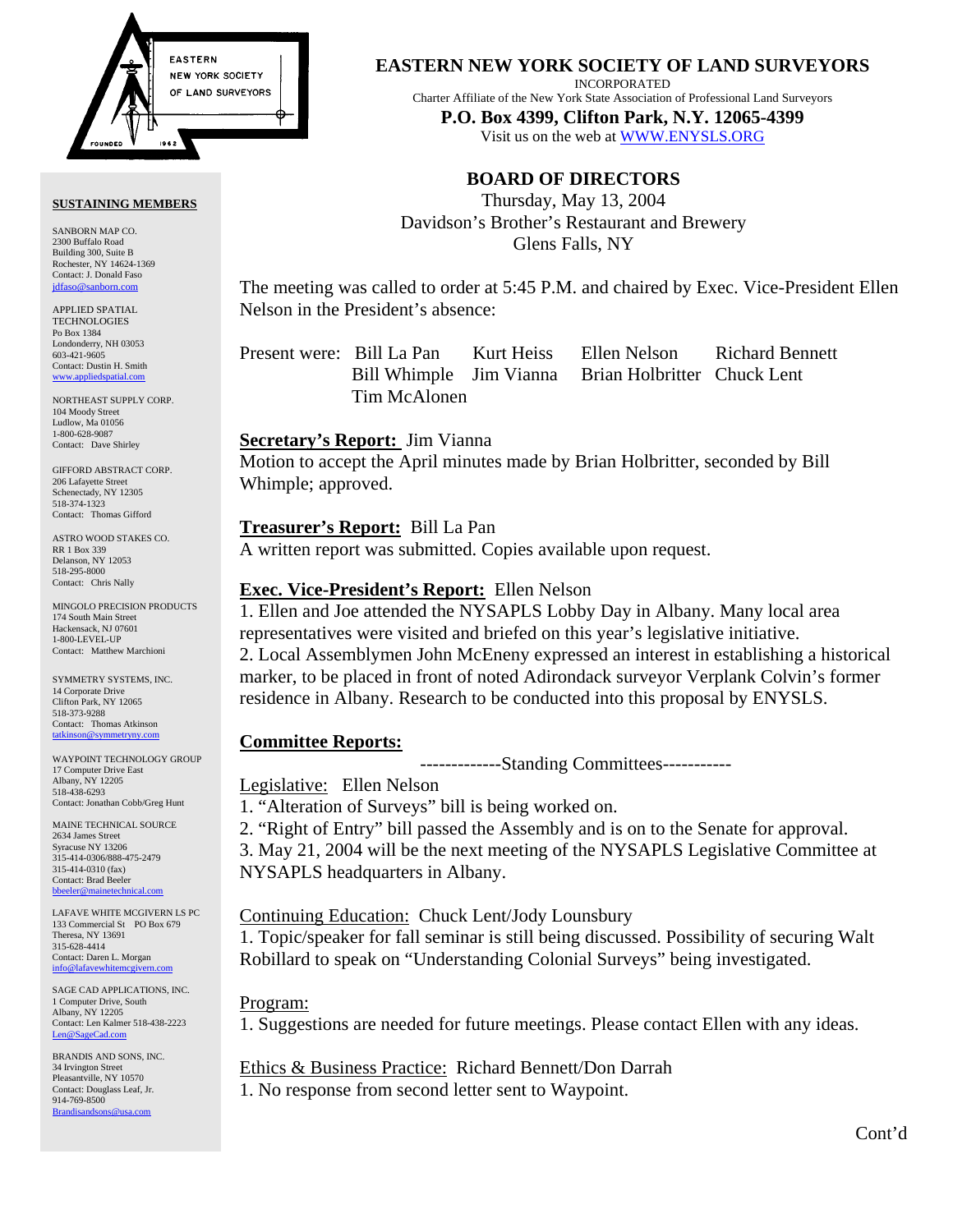EASTERN NEW YORK SOCIETY OF LAND SURVEYORS
FOUNDED 1962

# EASTERN NEW YORK SOCIETY OF LAND SURVEYORS

INCORPORATED

Charter Affiliate of the New York State Association of Professional Land Surveyors

**P.O. Box 4399, Clifton Park, N.Y. 12065-4399**

Visit us on the web at WWW.ENYSLS.ORG

## BOARD OF DIRECTORS

Thursday, May 13, 2004
Davidson's Brother's Restaurant and Brewery
Glens Falls, NY

The meeting was called to order at 5:45 P.M. and chaired by Exec. Vice-President Ellen Nelson in the President's absence:

Present were: Bill La Pan, Kurt Heiss, Ellen Nelson, Richard Bennett, Bill Whimple, Jim Vianna, Brian Holbritter, Chuck Lent, Tim McAlonen

**Secretary's Report:** Jim Vianna
Motion to accept the April minutes made by Brian Holbritter, seconded by Bill Whimple; approved.

**Treasurer's Report:** Bill La Pan
A written report was submitted. Copies available upon request.

**Exec. Vice-President's Report:** Ellen Nelson
1. Ellen and Joe attended the NYSAPLS Lobby Day in Albany. Many local area representatives were visited and briefed on this year's legislative initiative.
2. Local Assemblymen John McEneny expressed an interest in establishing a historical marker, to be placed in front of noted Adirondack surveyor Verplank Colvin's former residence in Albany. Research to be conducted into this proposal by ENYSLS.

**Committee Reports:**

-------------Standing Committees-----------

Legislative: Ellen Nelson
1. "Alteration of Surveys" bill is being worked on.
2. "Right of Entry" bill passed the Assembly and is on to the Senate for approval.
3. May 21, 2004 will be the next meeting of the NYSAPLS Legislative Committee at NYSAPLS headquarters in Albany.

Continuing Education: Chuck Lent/Jody Lounsbury
1. Topic/speaker for fall seminar is still being discussed. Possibility of securing Walt Robillard to speak on "Understanding Colonial Surveys" being investigated.

Program:
1. Suggestions are needed for future meetings. Please contact Ellen with any ideas.

Ethics & Business Practice: Richard Bennett/Don Darrah
1. No response from second letter sent to Waypoint.

Cont'd

**SUSTAINING MEMBERS**

SANBORN MAP CO.
2300 Buffalo Road
Building 300, Suite B
Rochester, NY 14624-1369
Contact: J. Donald Faso
jdfaso@sanborn.com

APPLIED SPATIAL TECHNOLOGIES
Po Box 1384
Londonderry, NH 03053
603-421-9605
Contact: Dustin H. Smith
www.appliedspatial.com

NORTHEAST SUPPLY CORP.
104 Moody Street
Ludlow, Ma 01056
1-800-628-9087
Contact: Dave Shirley

GIFFORD ABSTRACT CORP.
206 Lafayette Street
Schenectady, NY 12305
518-374-1323
Contact: Thomas Gifford

ASTRO WOOD STAKES CO.
RR 1 Box 339
Delanson, NY 12053
518-295-8000
Contact: Chris Nally

MINGOLO PRECISION PRODUCTS
174 South Main Street
Hackensack, NJ 07601
1-800-LEVEL-UP
Contact: Matthew Marchioni

SYMMETRY SYSTEMS, INC.
14 Corporate Drive
Clifton Park, NY 12065
518-373-9288
Contact: Thomas Atkinson
tatkinson@symmetryny.com

WAYPOINT TECHNOLOGY GROUP
17 Computer Drive East
Albany, NY 12205
518-438-6293
Contact: Jonathan Cobb/Greg Hunt

MAINE TECHNICAL SOURCE
2634 James Street
Syracuse NY 13206
315-414-0306/888-475-2479
315-414-0310 (fax)
Contact: Brad Beeler
bbeeler@mainetechnical.com

LAFAVE WHITE MCGIVERN LS PC
133 Commercial St PO Box 679
Theresa, NY 13691
315-628-4414
Contact: Daren L. Morgan
info@lafavewhitemcgivern.com

SAGE CAD APPLICATIONS, INC.
1 Computer Drive, South
Albany, NY 12205
Contact: Len Kalmer 518-438-2223
Len@SageCad.com

BRANDIS AND SONS, INC.
34 Irvington Street
Pleasantville, NY 10570
Contact: Douglass Leaf, Jr.
914-769-8500
Brandisandsons@usa.com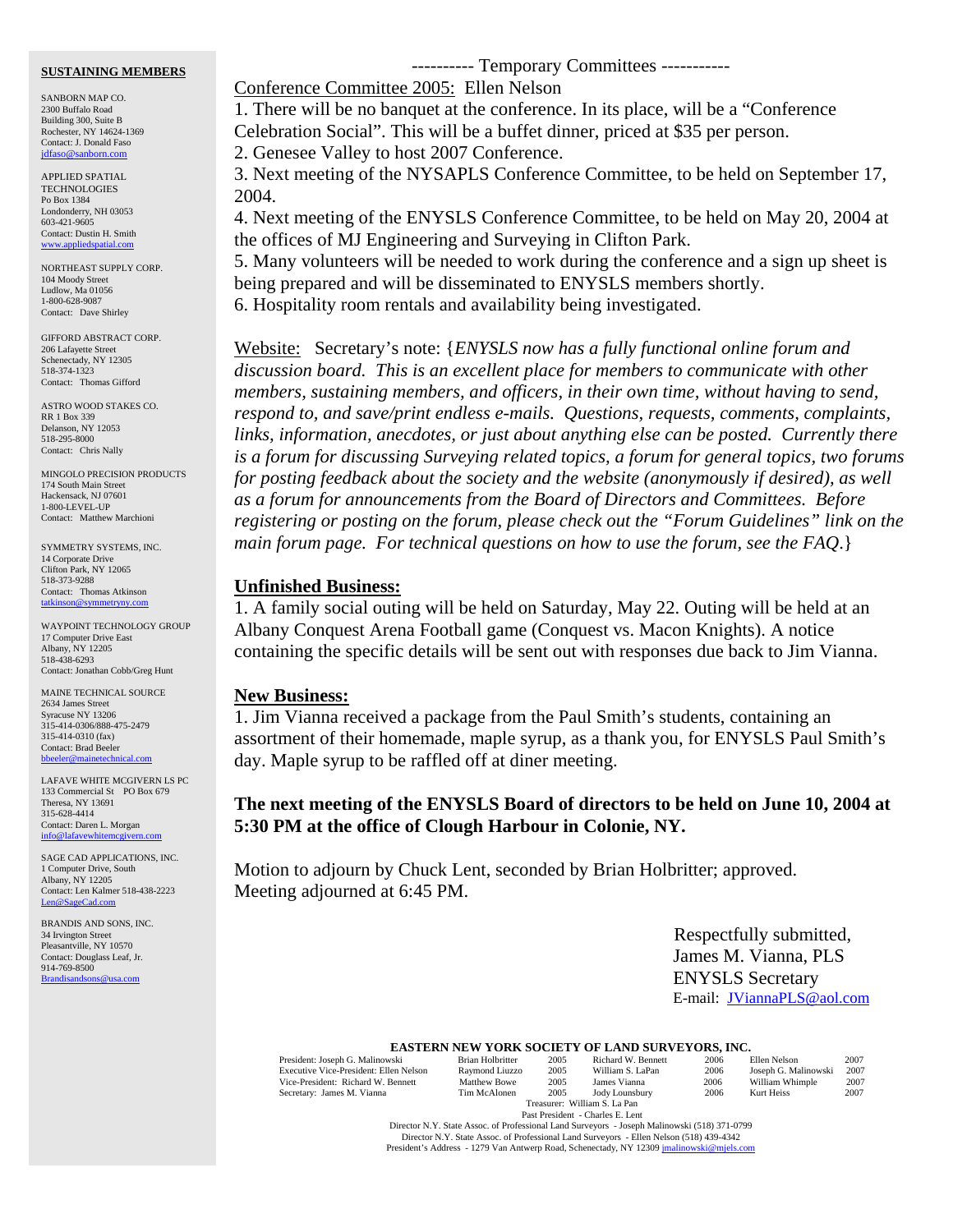**SUSTAINING MEMBERS**

SANBORN MAP CO.
2300 Buffalo Road
Building 300, Suite B
Rochester, NY 14624-1369
Contact: J. Donald Faso
jdfaso@sanborn.com

APPLIED SPATIAL TECHNOLOGIES
Po Box 1384
Londonderry, NH 03053
603-421-9605
Contact: Dustin H. Smith
www.appliedspatial.com

NORTHEAST SUPPLY CORP.
104 Moody Street
Ludlow, Ma 01056
1-800-628-9087
Contact: Dave Shirley

GIFFORD ABSTRACT CORP.
206 Lafayette Street
Schenectady, NY 12305
518-374-1323
Contact: Thomas Gifford

ASTRO WOOD STAKES CO.
RR 1 Box 339
Delanson, NY 12053
518-295-8000
Contact: Chris Nally

MINGOLO PRECISION PRODUCTS
174 South Main Street
Hackensack, NJ 07601
1-800-LEVEL-UP
Contact: Matthew Marchioni

SYMMETRY SYSTEMS, INC.
14 Corporate Drive
Clifton Park, NY 12065
518-373-9288
Contact: Thomas Atkinson
tatkinson@symmetryny.com

WAYPOINT TECHNOLOGY GROUP
17 Computer Drive East
Albany, NY 12205
518-438-6293
Contact: Jonathan Cobb/Greg Hunt

MAINE TECHNICAL SOURCE
2634 James Street
Syracuse NY 13206
315-414-0306/888-475-2479
315-414-0310 (fax)
Contact: Brad Beeler
bbeeler@mainetechnical.com

LAFAVE WHITE MCGIVERN LS PC
133 Commercial St PO Box 679
Theresa, NY 13691
315-628-4414
Contact: Daren L. Morgan
info@lafavewhitemcgivern.com

SAGE CAD APPLICATIONS, INC.
1 Computer Drive, South
Albany, NY 12205
Contact: Len Kalmer 518-438-2223
Len@SageCad.com

BRANDIS AND SONS, INC.
34 Irvington Street
Pleasantville, NY 10570
Contact: Douglass Leaf, Jr.
914-769-8500
Brandisandsons@usa.com

---------- Temporary Committees -----------

Conference Committee 2005: Ellen Nelson

1. There will be no banquet at the conference. In its place, will be a "Conference Celebration Social". This will be a buffet dinner, priced at $35 per person.
2. Genesee Valley to host 2007 Conference.
3. Next meeting of the NYSAPLS Conference Committee, to be held on September 17, 2004.
4. Next meeting of the ENYSLS Conference Committee, to be held on May 20, 2004 at the offices of MJ Engineering and Surveying in Clifton Park.
5. Many volunteers will be needed to work during the conference and a sign up sheet is being prepared and will be disseminated to ENYSLS members shortly.
6. Hospitality room rentals and availability being investigated.

Website: Secretary's note: {*ENYSLS now has a fully functional online forum and discussion board. This is an excellent place for members to communicate with other members, sustaining members, and officers, in their own time, without having to send, respond to, and save/print endless e-mails. Questions, requests, comments, complaints, links, information, anecdotes, or just about anything else can be posted. Currently there is a forum for discussing Surveying related topics, a forum for general topics, two forums for posting feedback about the society and the website (anonymously if desired), as well as a forum for announcements from the Board of Directors and Committees. Before registering or posting on the forum, please check out the "Forum Guidelines" link on the main forum page. For technical questions on how to use the forum, see the FAQ*.}

## Unfinished Business:

1. A family social outing will be held on Saturday, May 22. Outing will be held at an Albany Conquest Arena Football game (Conquest vs. Macon Knights). A notice containing the specific details will be sent out with responses due back to Jim Vianna.

## New Business:

1. Jim Vianna received a package from the Paul Smith's students, containing an assortment of their homemade, maple syrup, as a thank you, for ENYSLS Paul Smith's day. Maple syrup to be raffled off at diner meeting.

**The next meeting of the ENYSLS Board of directors to be held on June 10, 2004 at 5:30 PM at the office of Clough Harbour in Colonie, NY.**

Motion to adjourn by Chuck Lent, seconded by Brian Holbritter; approved.
Meeting adjourned at 6:45 PM.

Respectfully submitted,
James M. Vianna, PLS
ENYSLS Secretary
E-mail: JViannaPLS@aol.com

**EASTERN NEW YORK SOCIETY OF LAND SURVEYORS, INC.**

| | | | | | | | |
|---|---|---|---|---|---|---|---|
| President: Joseph G. Malinowski | Brian Holbritter | 2005 | Richard W. Bennett | 2006 | Ellen Nelson | 2007 |
| Executive Vice-President: Ellen Nelson | Raymond Liuzzo | 2005 | William S. LaPan | 2006 | Joseph G. Malinowski | 2007 |
| Vice-President: Richard W. Bennett | Matthew Bowe | 2005 | James Vianna | 2006 | William Whimple | 2007 |
| Secretary: James M. Vianna | Tim McAlonen | 2005 | Jody Lounsbury | 2006 | Kurt Heiss | 2007 |

Treasurer: William S. La Pan
Past President - Charles E. Lent
Director N.Y. State Assoc. of Professional Land Surveyors - Joseph Malinowski (518) 371-0799
Director N.Y. State Assoc. of Professional Land Surveyors - Ellen Nelson (518) 439-4342
President's Address - 1279 Van Antwerp Road, Schenectady, NY 12309 jmalinowski@mjels.com